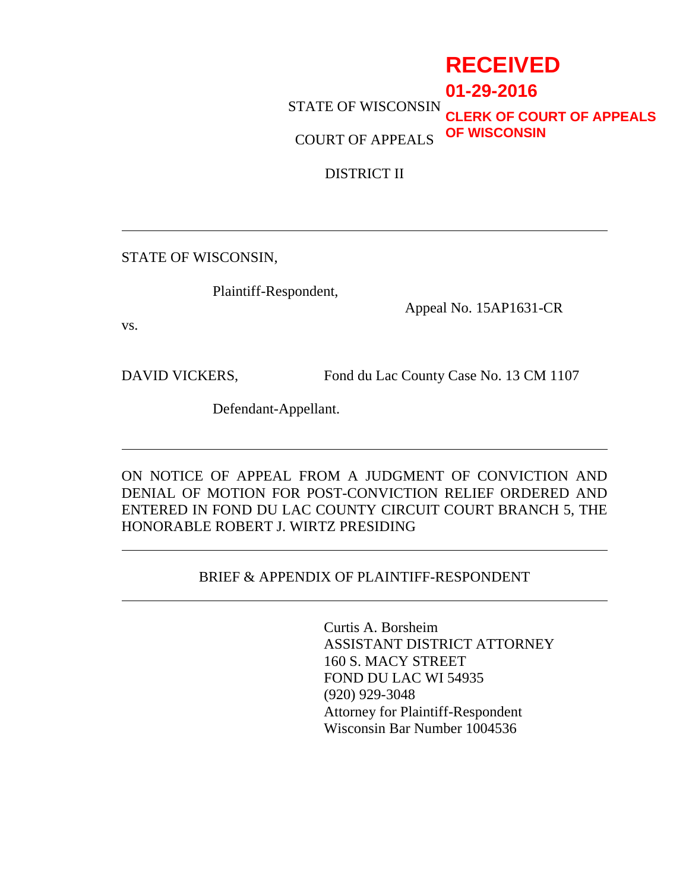**RECEIVED**
**01-29-2016**
**CLERK OF COURT OF APPEALS OF WISCONSIN**

STATE OF WISCONSIN

COURT OF APPEALS

DISTRICT II

---

STATE OF WISCONSIN,

Plaintiff-Respondent,

Appeal No. 15AP1631-CR

vs.

DAVID VICKERS, Fond du Lac County Case No. 13 CM 1107

Defendant-Appellant.

---

ON NOTICE OF APPEAL FROM A JUDGMENT OF CONVICTION AND DENIAL OF MOTION FOR POST-CONVICTION RELIEF ORDERED AND ENTERED IN FOND DU LAC COUNTY CIRCUIT COURT BRANCH 5, THE HONORABLE ROBERT J. WIRTZ PRESIDING

---

BRIEF & APPENDIX OF PLAINTIFF-RESPONDENT

---

Curtis A. Borsheim
ASSISTANT DISTRICT ATTORNEY
160 S. MACY STREET
FOND DU LAC WI 54935
(920) 929-3048
Attorney for Plaintiff-Respondent
Wisconsin Bar Number 1004536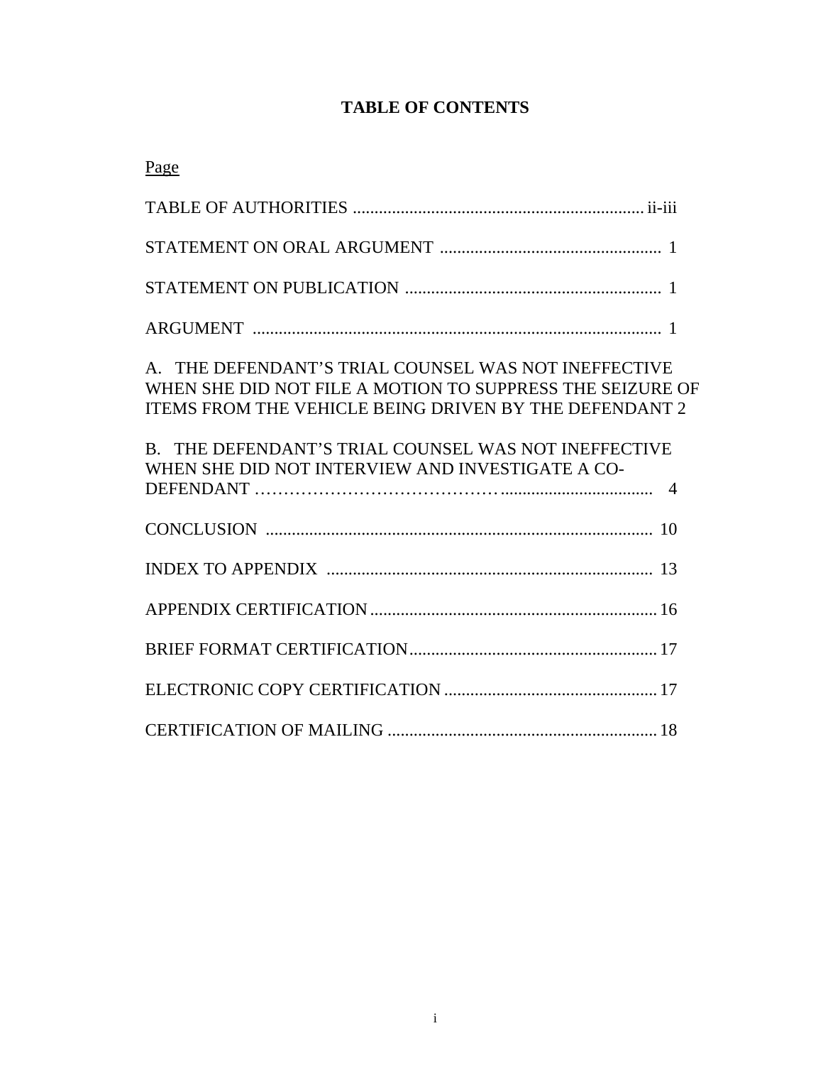# TABLE OF CONTENTS

Page

| | |
|---|---|
| TABLE OF AUTHORITIES | ii-iii |
| STATEMENT ON ORAL ARGUMENT | 1 |
| STATEMENT ON PUBLICATION | 1 |
| ARGUMENT | 1 |
| A. THE DEFENDANT'S TRIAL COUNSEL WAS NOT INEFFECTIVE WHEN SHE DID NOT FILE A MOTION TO SUPPRESS THE SEIZURE OF ITEMS FROM THE VEHICLE BEING DRIVEN BY THE DEFENDANT | 2 |
| B. THE DEFENDANT'S TRIAL COUNSEL WAS NOT INEFFECTIVE WHEN SHE DID NOT INTERVIEW AND INVESTIGATE A CO-DEFENDANT | 4 |
| CONCLUSION | 10 |
| INDEX TO APPENDIX | 13 |
| APPENDIX CERTIFICATION | 16 |
| BRIEF FORMAT CERTIFICATION | 17 |
| ELECTRONIC COPY CERTIFICATION | 17 |
| CERTIFICATION OF MAILING | 18 |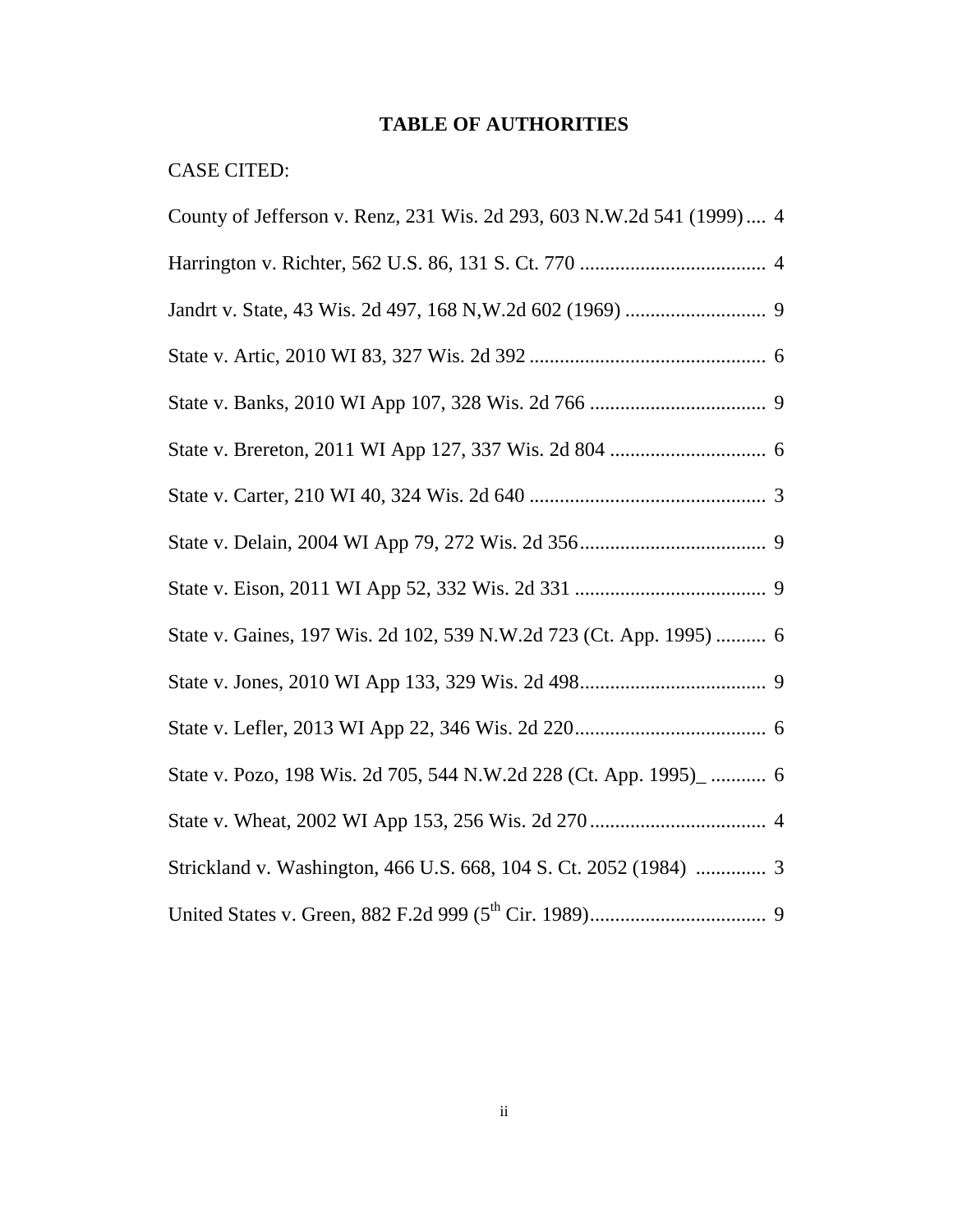# TABLE OF AUTHORITIES

CASE CITED:

County of Jefferson v. Renz, 231 Wis. 2d 293, 603 N.W.2d 541 (1999).... 4

Harrington v. Richter, 562 U.S. 86, 131 S. Ct. 770 ..................................... 4

Jandrt v. State, 43 Wis. 2d 497, 168 N,W.2d 602 (1969) ............................ 9

State v. Artic, 2010 WI 83, 327 Wis. 2d 392 ............................................... 6

State v. Banks, 2010 WI App 107, 328 Wis. 2d 766 ................................... 9

State v. Brereton, 2011 WI App 127, 337 Wis. 2d 804 ............................... 6

State v. Carter, 210 WI 40, 324 Wis. 2d 640 ............................................... 3

State v. Delain, 2004 WI App 79, 272 Wis. 2d 356..................................... 9

State v. Eison, 2011 WI App 52, 332 Wis. 2d 331 ...................................... 9

State v. Gaines, 197 Wis. 2d 102, 539 N.W.2d 723 (Ct. App. 1995) .......... 6

State v. Jones, 2010 WI App 133, 329 Wis. 2d 498..................................... 9

State v. Lefler, 2013 WI App 22, 346 Wis. 2d 220...................................... 6

State v. Pozo, 198 Wis. 2d 705, 544 N.W.2d 228 (Ct. App. 1995)_ ........... 6

State v. Wheat, 2002 WI App 153, 256 Wis. 2d 270................................... 4

Strickland v. Washington, 466 U.S. 668, 104 S. Ct. 2052 (1984) .............. 3

United States v. Green, 882 F.2d 999 (5th Cir. 1989)................................... 9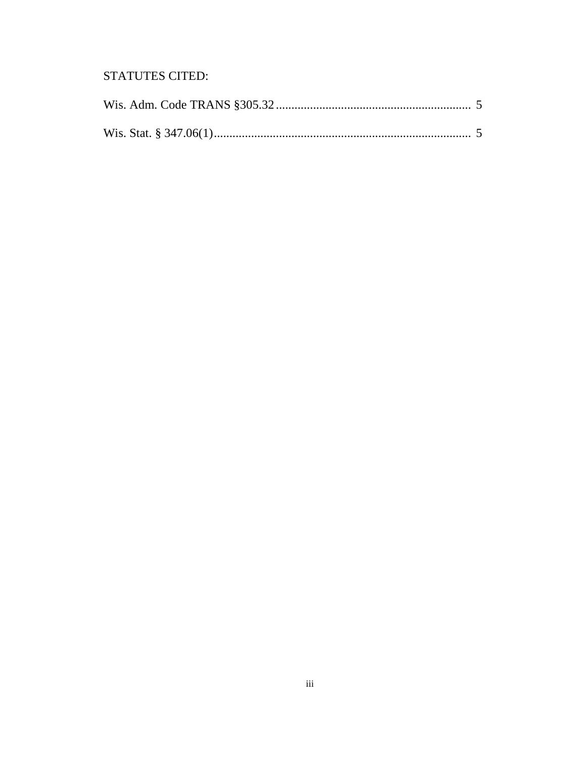STATUTES CITED:

Wis. Adm. Code TRANS §305.32 .............................................................. 5

Wis. Stat. § 347.06(1).................................................................................. 5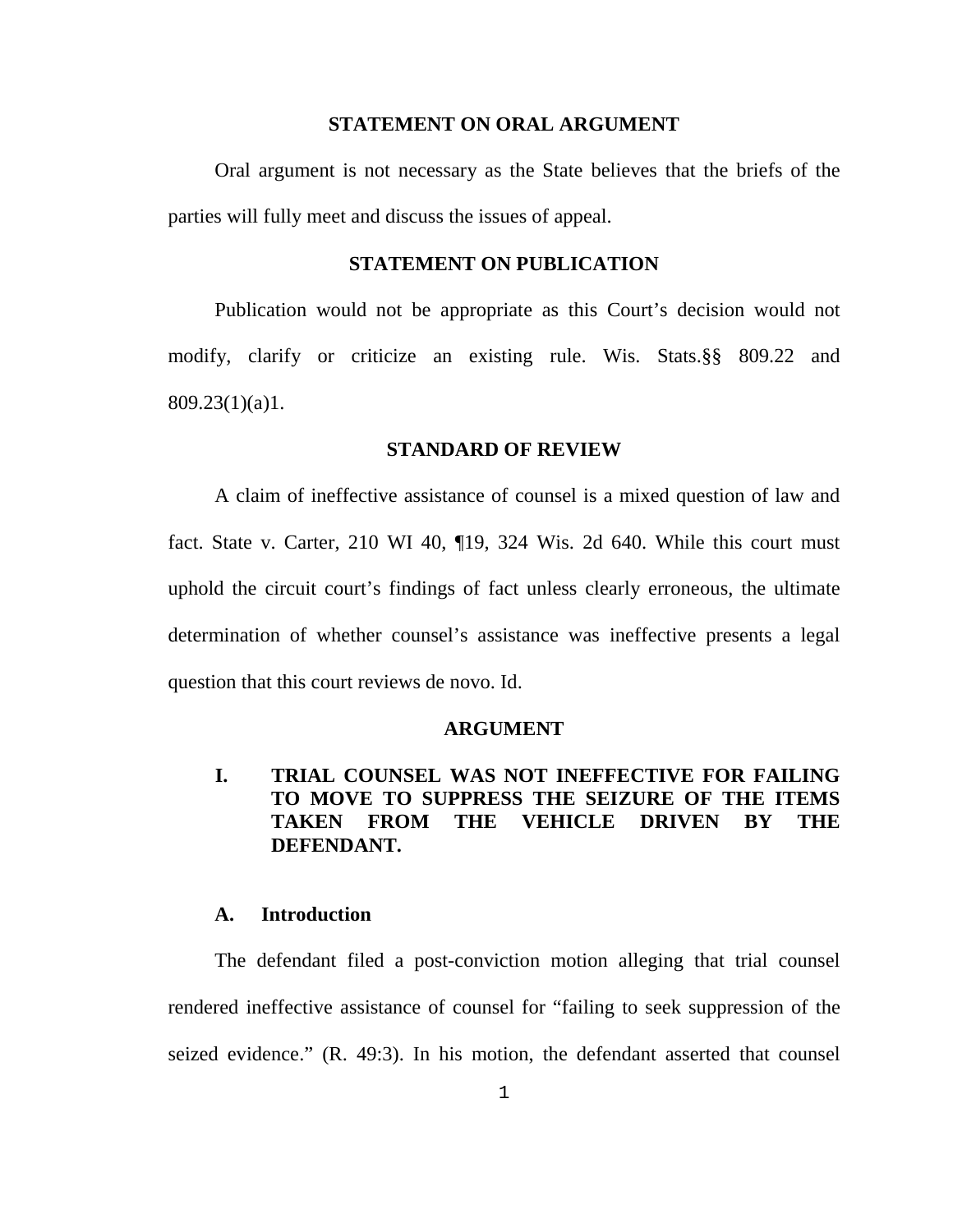## STATEMENT ON ORAL ARGUMENT

Oral argument is not necessary as the State believes that the briefs of the parties will fully meet and discuss the issues of appeal.

## STATEMENT ON PUBLICATION

Publication would not be appropriate as this Court's decision would not modify, clarify or criticize an existing rule. Wis. Stats.§§ 809.22 and 809.23(1)(a)1.

## STANDARD OF REVIEW

A claim of ineffective assistance of counsel is a mixed question of law and fact. State v. Carter, 210 WI 40, ¶19, 324 Wis. 2d 640. While this court must uphold the circuit court's findings of fact unless clearly erroneous, the ultimate determination of whether counsel's assistance was ineffective presents a legal question that this court reviews de novo. Id.

## ARGUMENT

### I. TRIAL COUNSEL WAS NOT INEFFECTIVE FOR FAILING TO MOVE TO SUPPRESS THE SEIZURE OF THE ITEMS TAKEN FROM THE VEHICLE DRIVEN BY THE DEFENDANT.

#### A. Introduction

The defendant filed a post-conviction motion alleging that trial counsel rendered ineffective assistance of counsel for "failing to seek suppression of the seized evidence." (R. 49:3). In his motion, the defendant asserted that counsel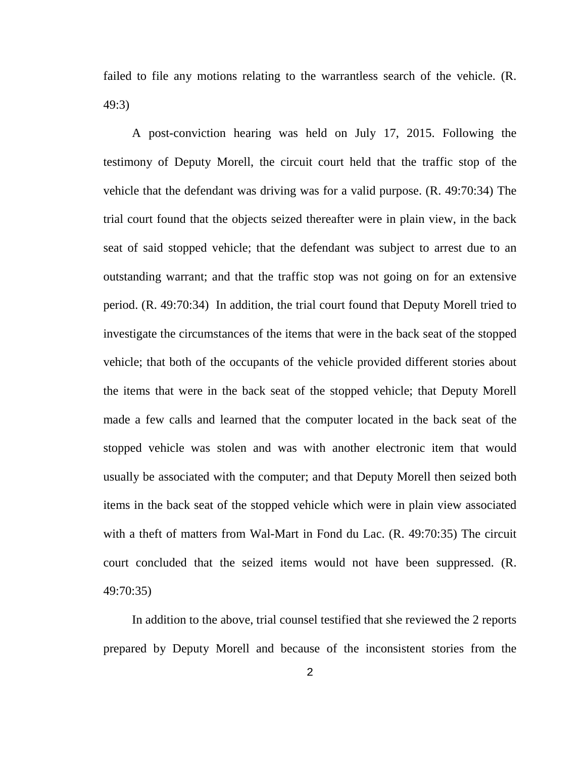failed to file any motions relating to the warrantless search of the vehicle. (R. 49:3)

A post-conviction hearing was held on July 17, 2015. Following the testimony of Deputy Morell, the circuit court held that the traffic stop of the vehicle that the defendant was driving was for a valid purpose. (R. 49:70:34) The trial court found that the objects seized thereafter were in plain view, in the back seat of said stopped vehicle; that the defendant was subject to arrest due to an outstanding warrant; and that the traffic stop was not going on for an extensive period. (R. 49:70:34) In addition, the trial court found that Deputy Morell tried to investigate the circumstances of the items that were in the back seat of the stopped vehicle; that both of the occupants of the vehicle provided different stories about the items that were in the back seat of the stopped vehicle; that Deputy Morell made a few calls and learned that the computer located in the back seat of the stopped vehicle was stolen and was with another electronic item that would usually be associated with the computer; and that Deputy Morell then seized both items in the back seat of the stopped vehicle which were in plain view associated with a theft of matters from Wal-Mart in Fond du Lac. (R. 49:70:35) The circuit court concluded that the seized items would not have been suppressed. (R. 49:70:35)

In addition to the above, trial counsel testified that she reviewed the 2 reports prepared by Deputy Morell and because of the inconsistent stories from the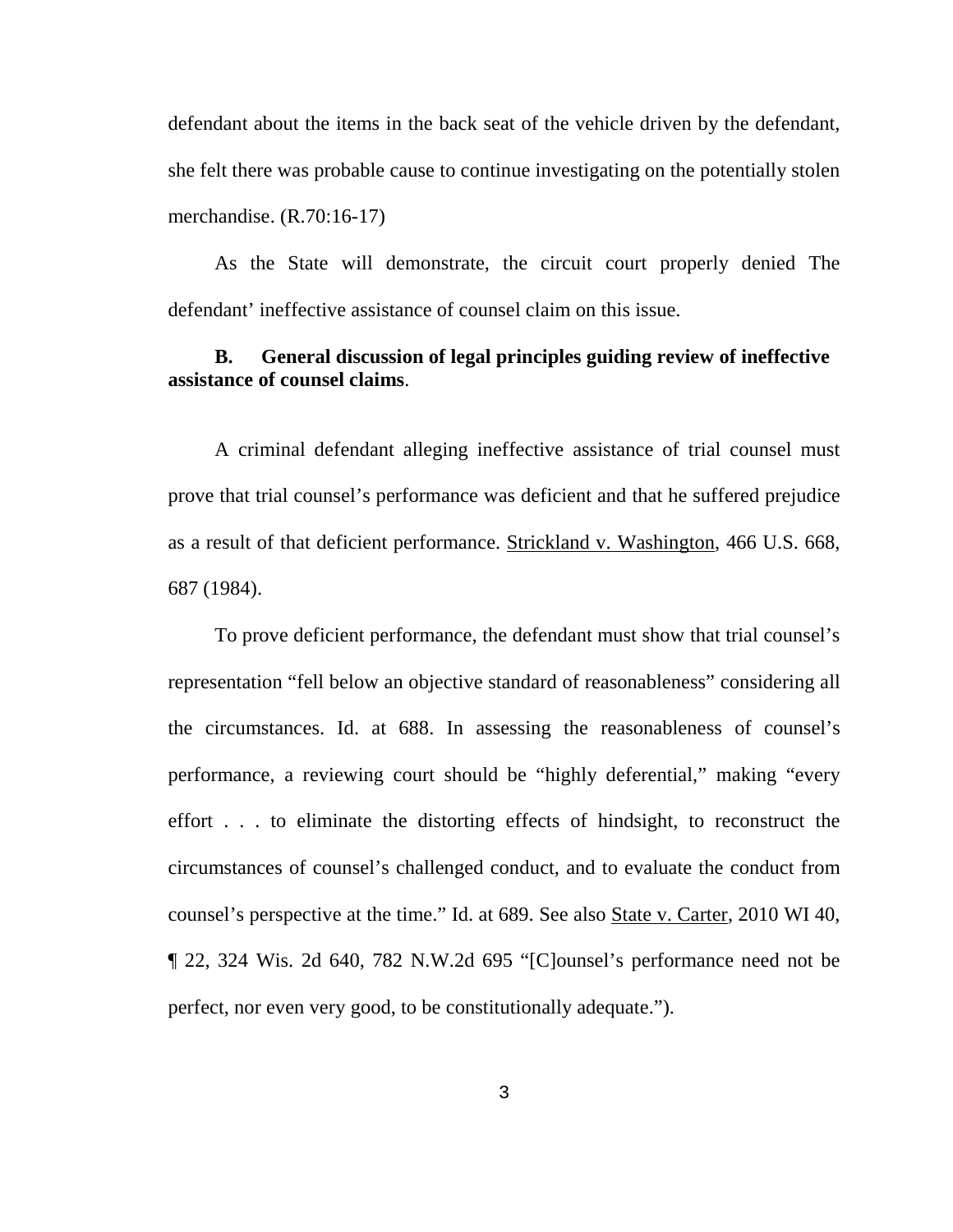defendant about the items in the back seat of the vehicle driven by the defendant, she felt there was probable cause to continue investigating on the potentially stolen merchandise. (R.70:16-17)

As the State will demonstrate, the circuit court properly denied The defendant' ineffective assistance of counsel claim on this issue.

**B. General discussion of legal principles guiding review of ineffective assistance of counsel claims**.

A criminal defendant alleging ineffective assistance of trial counsel must prove that trial counsel's performance was deficient and that he suffered prejudice as a result of that deficient performance. Strickland v. Washington, 466 U.S. 668, 687 (1984).

To prove deficient performance, the defendant must show that trial counsel's representation "fell below an objective standard of reasonableness" considering all the circumstances. Id. at 688. In assessing the reasonableness of counsel's performance, a reviewing court should be "highly deferential," making "every effort . . . to eliminate the distorting effects of hindsight, to reconstruct the circumstances of counsel's challenged conduct, and to evaluate the conduct from counsel's perspective at the time." Id. at 689. See also State v. Carter, 2010 WI 40, ¶ 22, 324 Wis. 2d 640, 782 N.W.2d 695 "[C]ounsel's performance need not be perfect, nor even very good, to be constitutionally adequate.").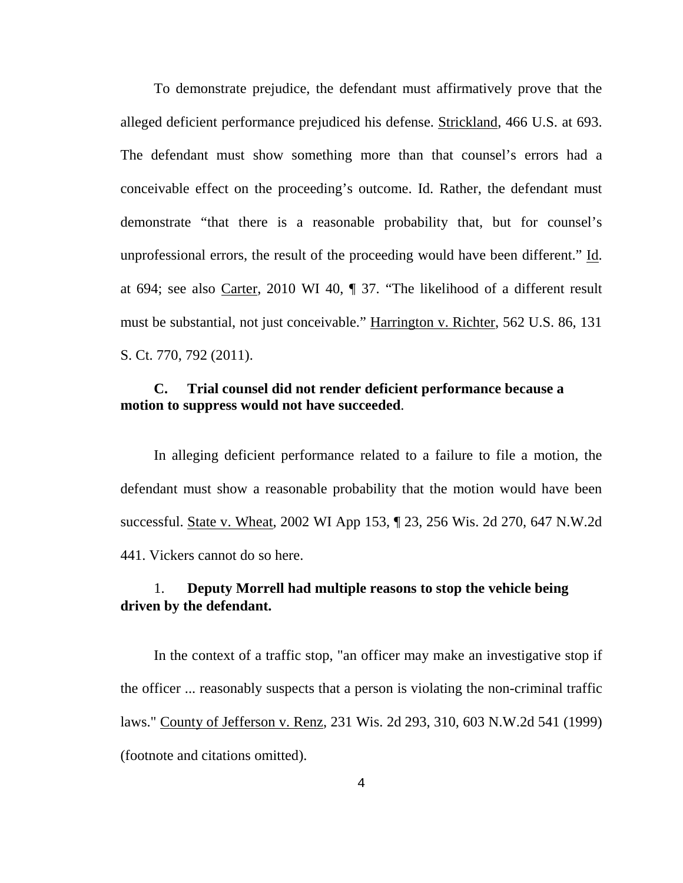To demonstrate prejudice, the defendant must affirmatively prove that the alleged deficient performance prejudiced his defense. Strickland, 466 U.S. at 693. The defendant must show something more than that counsel's errors had a conceivable effect on the proceeding's outcome. Id. Rather, the defendant must demonstrate "that there is a reasonable probability that, but for counsel's unprofessional errors, the result of the proceeding would have been different." Id. at 694; see also Carter, 2010 WI 40, ¶ 37. "The likelihood of a different result must be substantial, not just conceivable." Harrington v. Richter, 562 U.S. 86, 131 S. Ct. 770, 792 (2011).

**C. Trial counsel did not render deficient performance because a motion to suppress would not have succeeded.**

In alleging deficient performance related to a failure to file a motion, the defendant must show a reasonable probability that the motion would have been successful. State v. Wheat, 2002 WI App 153, ¶ 23, 256 Wis. 2d 270, 647 N.W.2d 441. Vickers cannot do so here.

1. **Deputy Morrell had multiple reasons to stop the vehicle being driven by the defendant.**

In the context of a traffic stop, "an officer may make an investigative stop if the officer ... reasonably suspects that a person is violating the non-criminal traffic laws." County of Jefferson v. Renz, 231 Wis. 2d 293, 310, 603 N.W.2d 541 (1999) (footnote and citations omitted).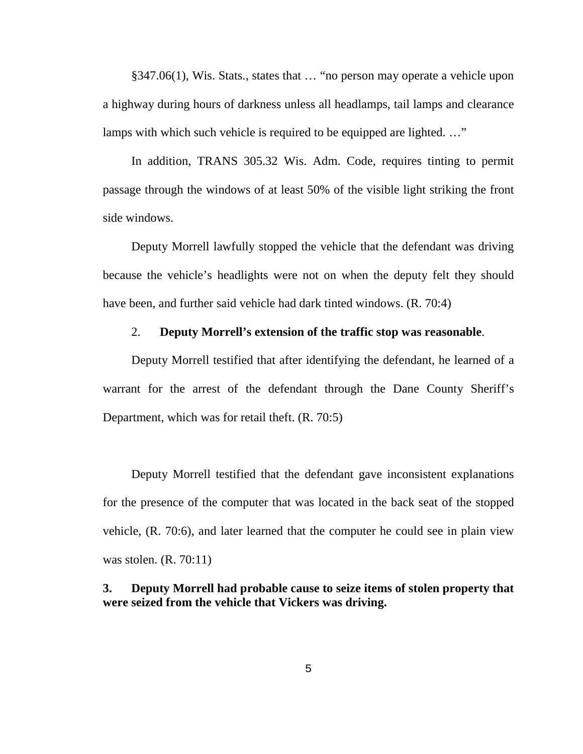§347.06(1), Wis. Stats., states that … "no person may operate a vehicle upon a highway during hours of darkness unless all headlamps, tail lamps and clearance lamps with which such vehicle is required to be equipped are lighted. …"

In addition, TRANS 305.32 Wis. Adm. Code, requires tinting to permit passage through the windows of at least 50% of the visible light striking the front side windows.

Deputy Morrell lawfully stopped the vehicle that the defendant was driving because the vehicle's headlights were not on when the deputy felt they should have been, and further said vehicle had dark tinted windows. (R. 70:4)

2. **Deputy Morrell's extension of the traffic stop was reasonable**.

Deputy Morrell testified that after identifying the defendant, he learned of a warrant for the arrest of the defendant through the Dane County Sheriff's Department, which was for retail theft. (R. 70:5)

Deputy Morrell testified that the defendant gave inconsistent explanations for the presence of the computer that was located in the back seat of the stopped vehicle, (R. 70:6), and later learned that the computer he could see in plain view was stolen. (R. 70:11)

**3. Deputy Morrell had probable cause to seize items of stolen property that were seized from the vehicle that Vickers was driving.**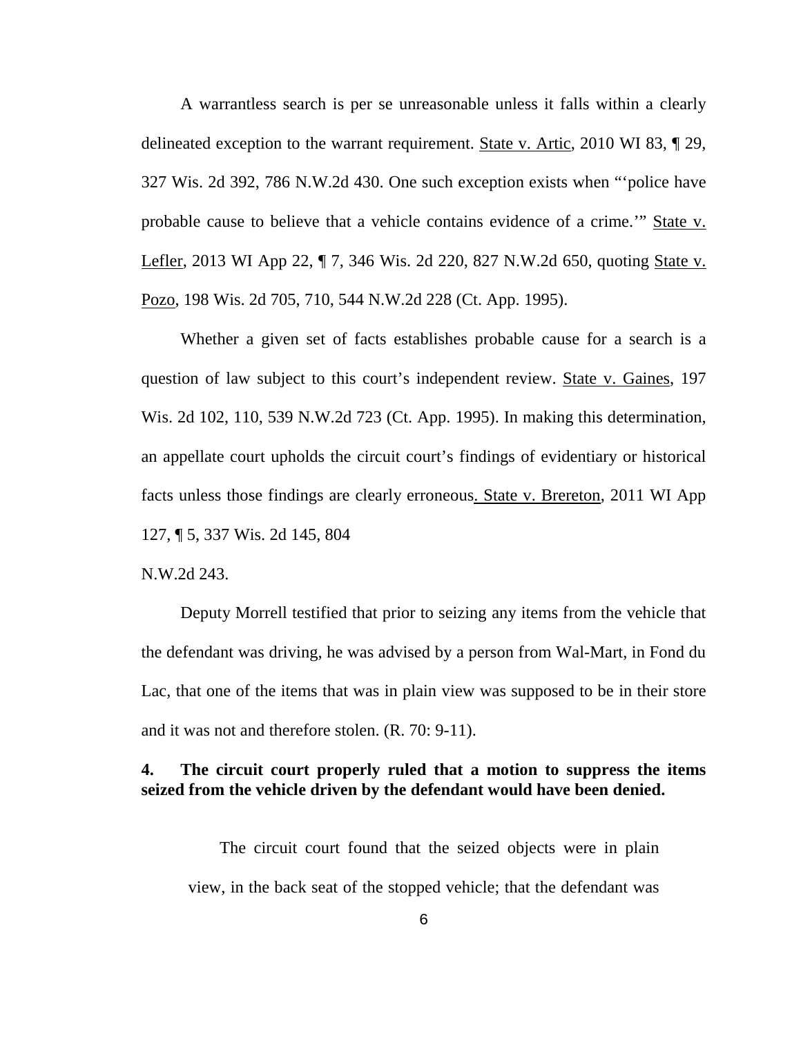A warrantless search is per se unreasonable unless it falls within a clearly delineated exception to the warrant requirement. State v. Artic, 2010 WI 83, ¶ 29, 327 Wis. 2d 392, 786 N.W.2d 430. One such exception exists when "'police have probable cause to believe that a vehicle contains evidence of a crime.'" State v. Lefler, 2013 WI App 22, ¶ 7, 346 Wis. 2d 220, 827 N.W.2d 650, quoting State v. Pozo, 198 Wis. 2d 705, 710, 544 N.W.2d 228 (Ct. App. 1995).

Whether a given set of facts establishes probable cause for a search is a question of law subject to this court's independent review. State v. Gaines, 197 Wis. 2d 102, 110, 539 N.W.2d 723 (Ct. App. 1995). In making this determination, an appellate court upholds the circuit court's findings of evidentiary or historical facts unless those findings are clearly erroneous. State v. Brereton, 2011 WI App 127, ¶ 5, 337 Wis. 2d 145, 804 N.W.2d 243.

Deputy Morrell testified that prior to seizing any items from the vehicle that the defendant was driving, he was advised by a person from Wal-Mart, in Fond du Lac, that one of the items that was in plain view was supposed to be in their store and it was not and therefore stolen. (R. 70: 9-11).

**4. The circuit court properly ruled that a motion to suppress the items seized from the vehicle driven by the defendant would have been denied.**

> The circuit court found that the seized objects were in plain view, in the back seat of the stopped vehicle; that the defendant was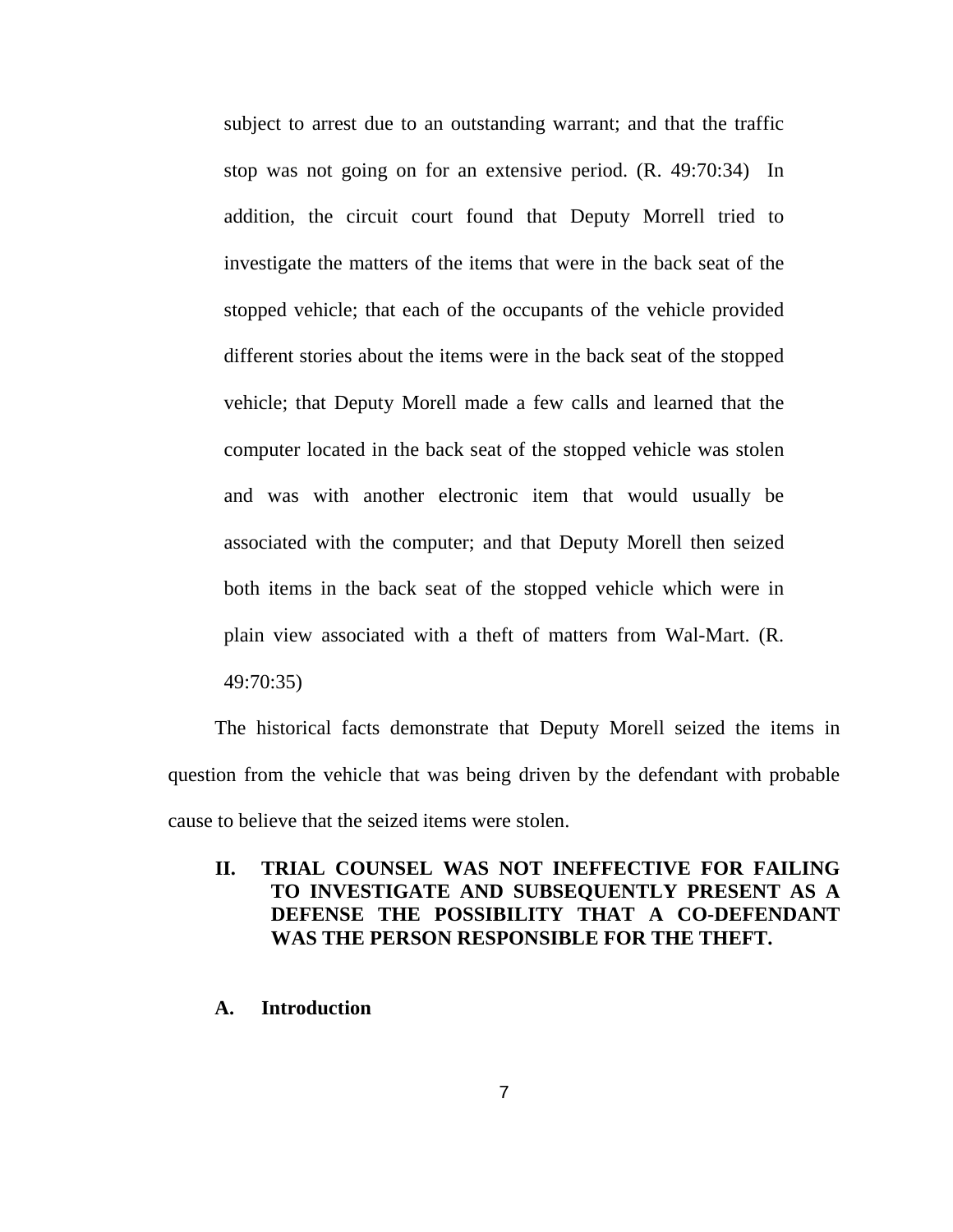subject to arrest due to an outstanding warrant; and that the traffic stop was not going on for an extensive period. (R. 49:70:34) In addition, the circuit court found that Deputy Morrell tried to investigate the matters of the items that were in the back seat of the stopped vehicle; that each of the occupants of the vehicle provided different stories about the items were in the back seat of the stopped vehicle; that Deputy Morell made a few calls and learned that the computer located in the back seat of the stopped vehicle was stolen and was with another electronic item that would usually be associated with the computer; and that Deputy Morell then seized both items in the back seat of the stopped vehicle which were in plain view associated with a theft of matters from Wal-Mart. (R. 49:70:35)

The historical facts demonstrate that Deputy Morell seized the items in question from the vehicle that was being driven by the defendant with probable cause to believe that the seized items were stolen.

## II. TRIAL COUNSEL WAS NOT INEFFECTIVE FOR FAILING TO INVESTIGATE AND SUBSEQUENTLY PRESENT AS A DEFENSE THE POSSIBILITY THAT A CO-DEFENDANT WAS THE PERSON RESPONSIBLE FOR THE THEFT.

### A. Introduction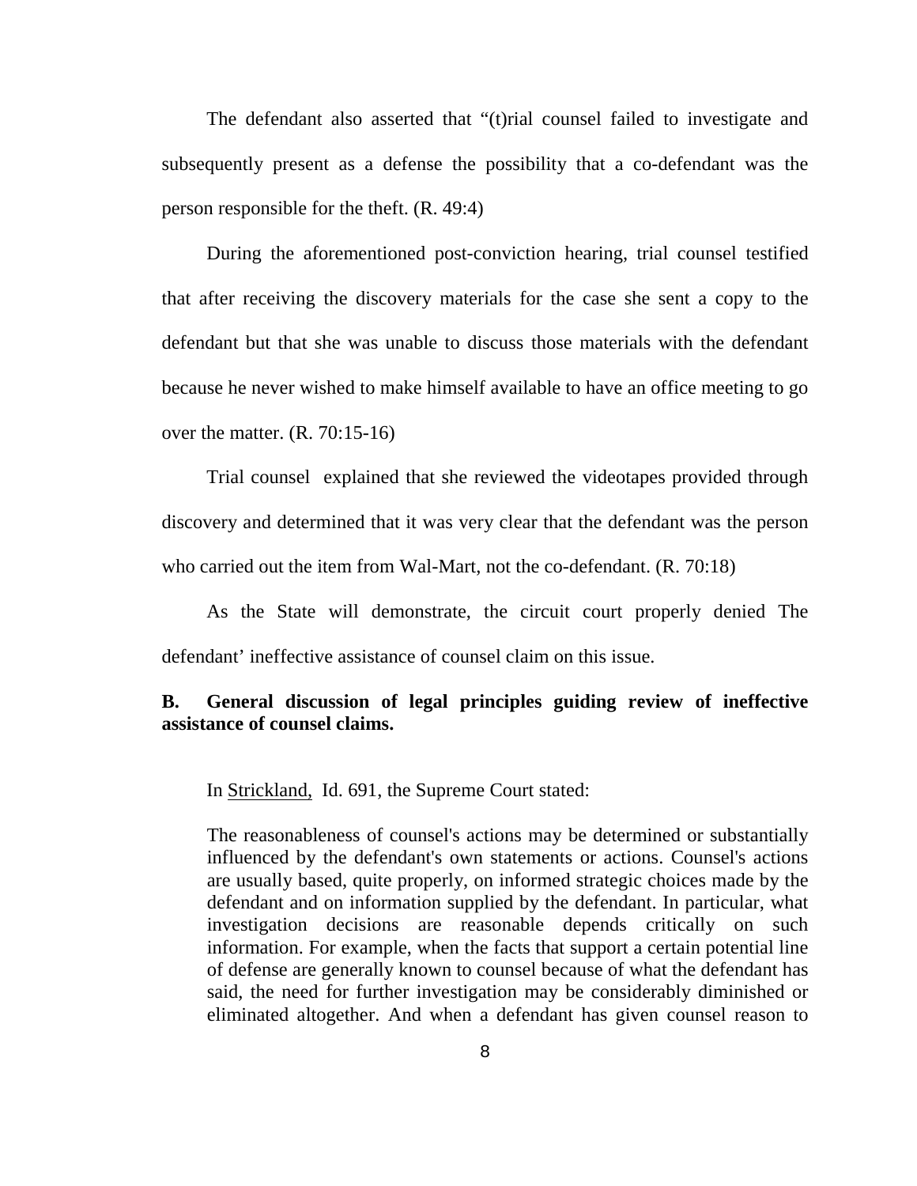The defendant also asserted that "(t)rial counsel failed to investigate and subsequently present as a defense the possibility that a co-defendant was the person responsible for the theft. (R. 49:4)

During the aforementioned post-conviction hearing, trial counsel testified that after receiving the discovery materials for the case she sent a copy to the defendant but that she was unable to discuss those materials with the defendant because he never wished to make himself available to have an office meeting to go over the matter. (R. 70:15-16)

Trial counsel explained that she reviewed the videotapes provided through discovery and determined that it was very clear that the defendant was the person who carried out the item from Wal-Mart, not the co-defendant. (R. 70:18)

As the State will demonstrate, the circuit court properly denied The defendant' ineffective assistance of counsel claim on this issue.

**B. General discussion of legal principles guiding review of ineffective assistance of counsel claims.**

In Strickland, Id. 691, the Supreme Court stated:

> The reasonableness of counsel's actions may be determined or substantially influenced by the defendant's own statements or actions. Counsel's actions are usually based, quite properly, on informed strategic choices made by the defendant and on information supplied by the defendant. In particular, what investigation decisions are reasonable depends critically on such information. For example, when the facts that support a certain potential line of defense are generally known to counsel because of what the defendant has said, the need for further investigation may be considerably diminished or eliminated altogether. And when a defendant has given counsel reason to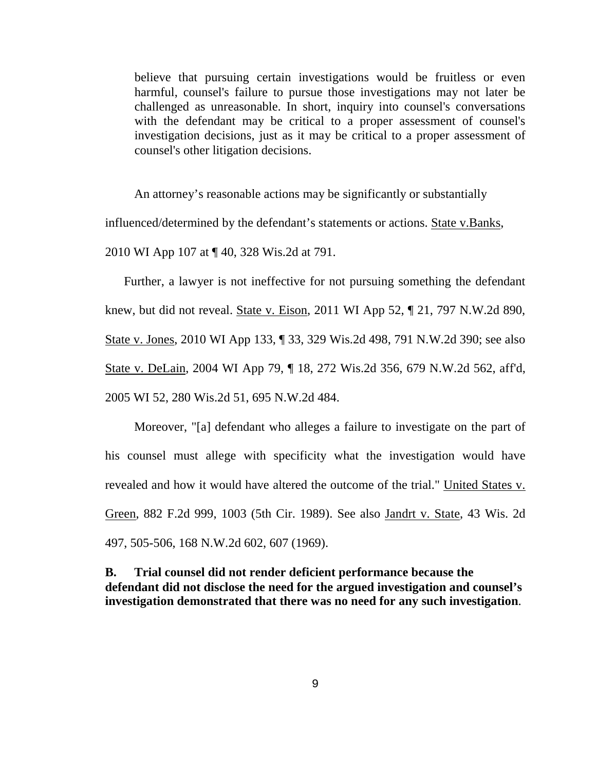> believe that pursuing certain investigations would be fruitless or even harmful, counsel's failure to pursue those investigations may not later be challenged as unreasonable. In short, inquiry into counsel's conversations with the defendant may be critical to a proper assessment of counsel's investigation decisions, just as it may be critical to a proper assessment of counsel's other litigation decisions.

An attorney's reasonable actions may be significantly or substantially influenced/determined by the defendant's statements or actions. State v.Banks, 2010 WI App 107 at ¶ 40, 328 Wis.2d at 791.

Further, a lawyer is not ineffective for not pursuing something the defendant knew, but did not reveal. State v. Eison, 2011 WI App 52, ¶ 21, 797 N.W.2d 890, State v. Jones, 2010 WI App 133, ¶ 33, 329 Wis.2d 498, 791 N.W.2d 390; see also State v. DeLain, 2004 WI App 79, ¶ 18, 272 Wis.2d 356, 679 N.W.2d 562, aff'd, 2005 WI 52, 280 Wis.2d 51, 695 N.W.2d 484.

Moreover, "[a] defendant who alleges a failure to investigate on the part of his counsel must allege with specificity what the investigation would have revealed and how it would have altered the outcome of the trial." United States v. Green, 882 F.2d 999, 1003 (5th Cir. 1989). See also Jandrt v. State, 43 Wis. 2d 497, 505-506, 168 N.W.2d 602, 607 (1969).

**B. Trial counsel did not render deficient performance because the defendant did not disclose the need for the argued investigation and counsel's investigation demonstrated that there was no need for any such investigation.**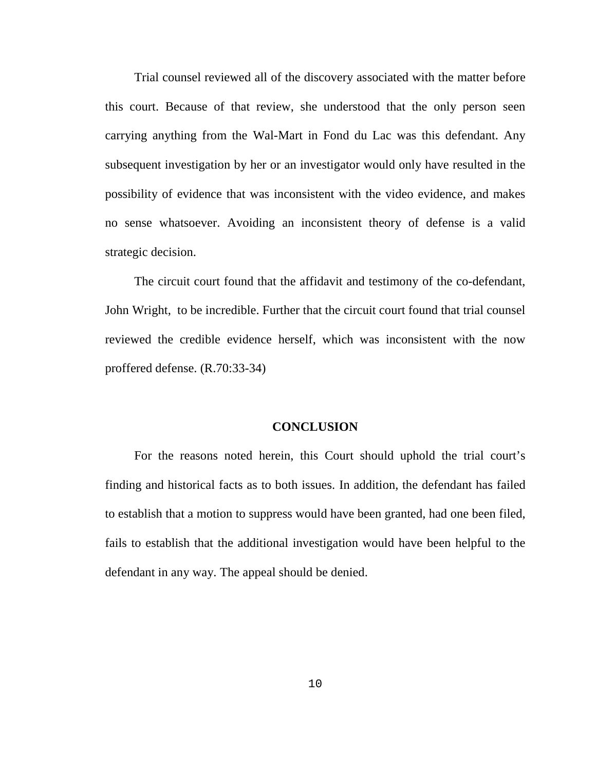Trial counsel reviewed all of the discovery associated with the matter before this court. Because of that review, she understood that the only person seen carrying anything from the Wal-Mart in Fond du Lac was this defendant. Any subsequent investigation by her or an investigator would only have resulted in the possibility of evidence that was inconsistent with the video evidence, and makes no sense whatsoever. Avoiding an inconsistent theory of defense is a valid strategic decision.

The circuit court found that the affidavit and testimony of the co-defendant, John Wright,  to be incredible. Further that the circuit court found that trial counsel reviewed the credible evidence herself, which was inconsistent with the now proffered defense. (R.70:33-34)

## CONCLUSION

For the reasons noted herein, this Court should uphold the trial court's finding and historical facts as to both issues. In addition, the defendant has failed to establish that a motion to suppress would have been granted, had one been filed, fails to establish that the additional investigation would have been helpful to the defendant in any way. The appeal should be denied.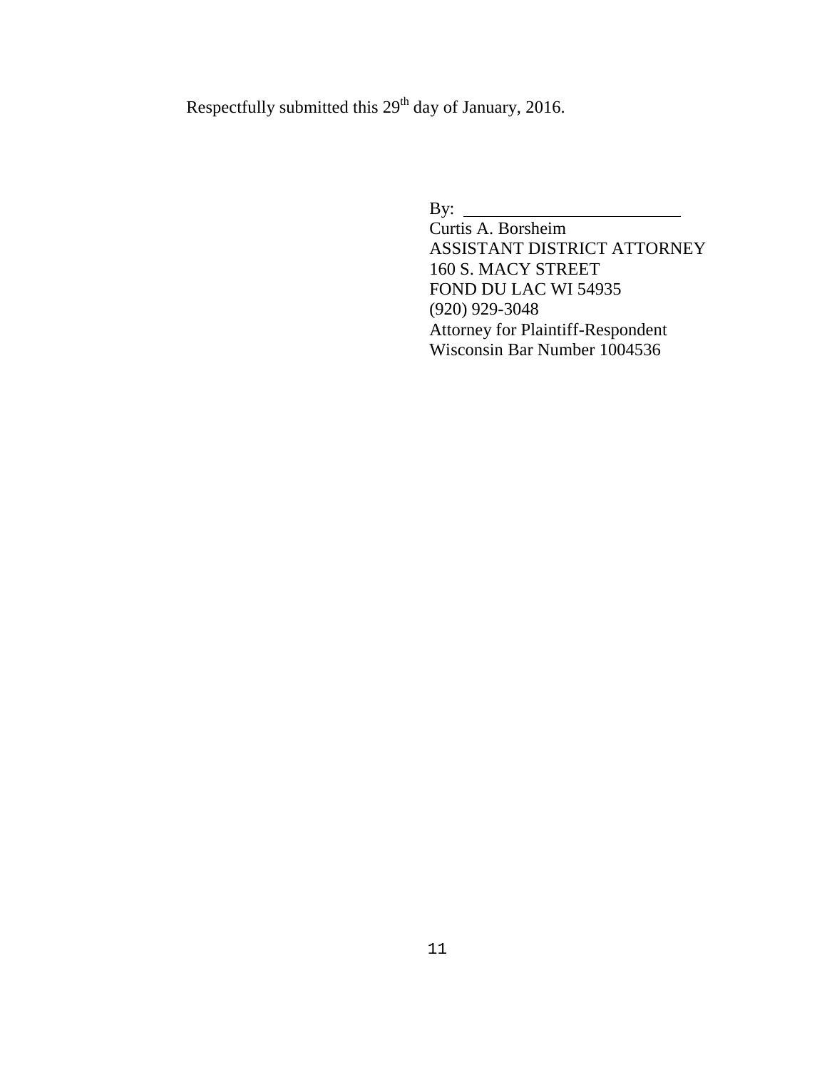Respectfully submitted this 29th day of January, 2016.

By: ______________________

Curtis A. Borsheim
ASSISTANT DISTRICT ATTORNEY
160 S. MACY STREET
FOND DU LAC WI 54935
(920) 929-3048
Attorney for Plaintiff-Respondent
Wisconsin Bar Number 1004536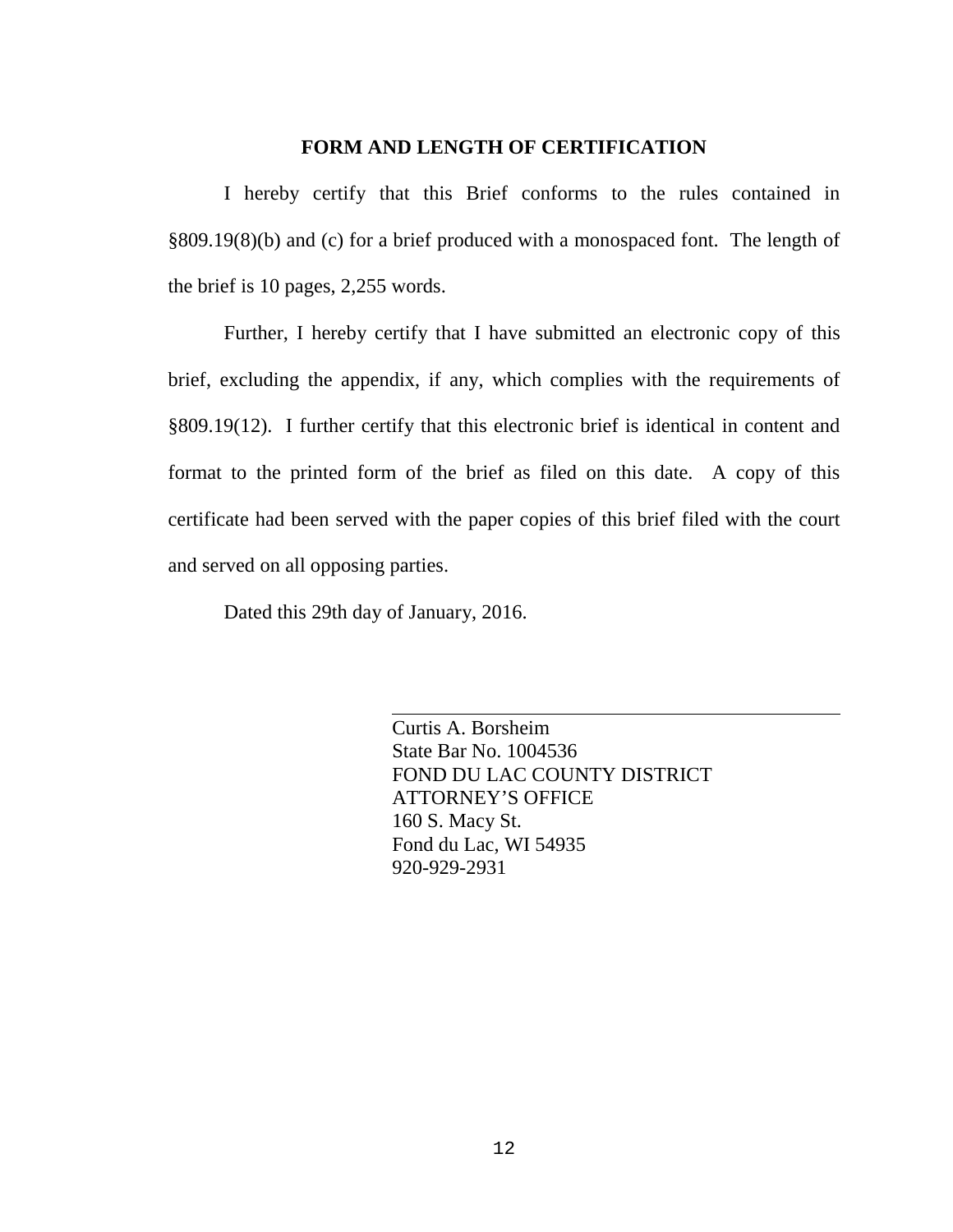## FORM AND LENGTH OF CERTIFICATION

I hereby certify that this Brief conforms to the rules contained in §809.19(8)(b) and (c) for a brief produced with a monospaced font. The length of the brief is 10 pages, 2,255 words.

Further, I hereby certify that I have submitted an electronic copy of this brief, excluding the appendix, if any, which complies with the requirements of §809.19(12). I further certify that this electronic brief is identical in content and format to the printed form of the brief as filed on this date. A copy of this certificate had been served with the paper copies of this brief filed with the court and served on all opposing parties.

Dated this 29th day of January, 2016.

\_\_\_\_\_\_\_\_\_\_\_\_\_\_\_\_\_\_\_\_\_\_\_\_\_\_\_\_\_\_\_\_\_\_\_\_\_\_\_\_

Curtis A. Borsheim
State Bar No. 1004536
FOND DU LAC COUNTY DISTRICT ATTORNEY'S OFFICE
160 S. Macy St.
Fond du Lac, WI 54935
920-929-2931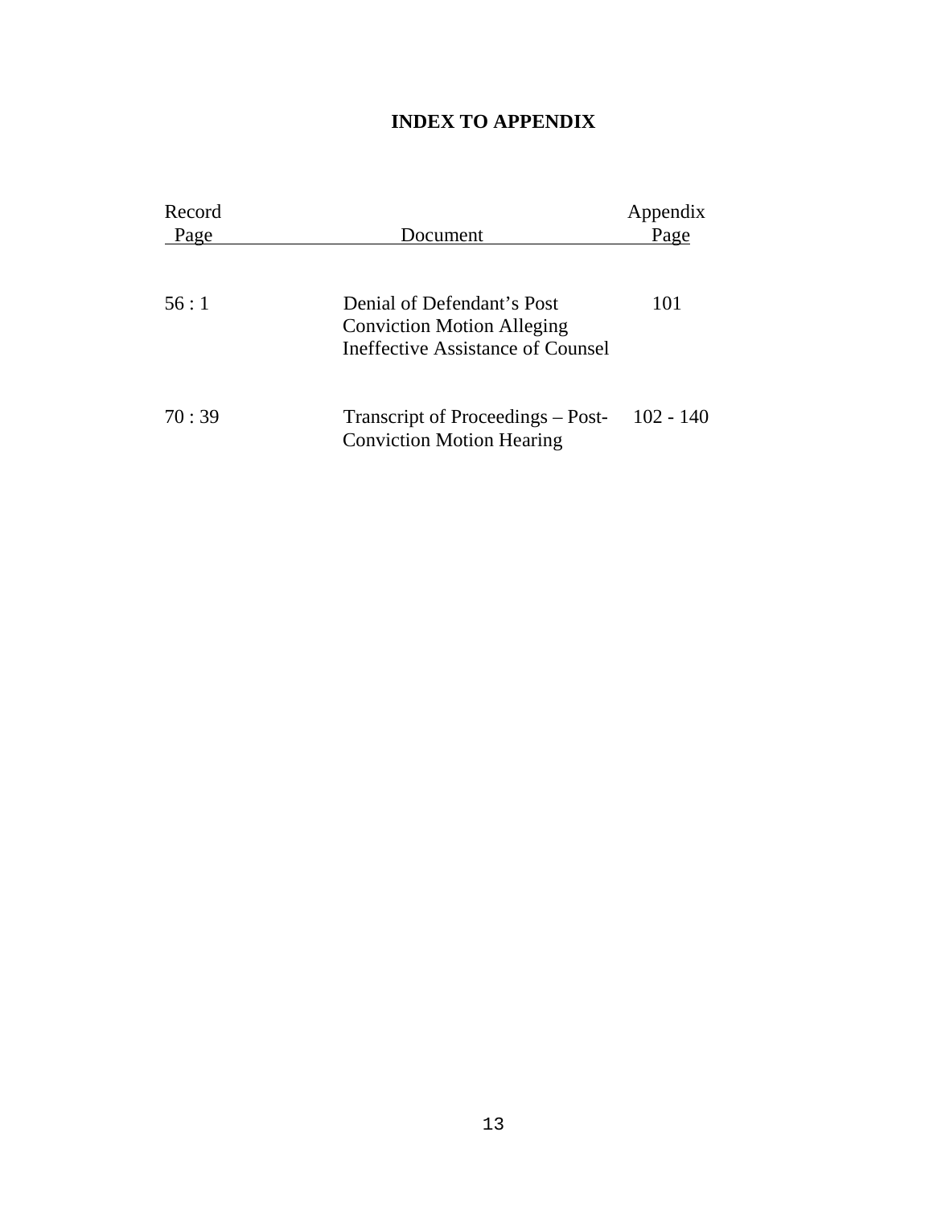# INDEX TO APPENDIX

| Record Page | Document | Appendix Page |
| --- | --- | --- |
| 56 : 1 | Denial of Defendant's Post Conviction Motion Alleging Ineffective Assistance of Counsel | 101 |
| 70 : 39 | Transcript of Proceedings – Post-Conviction Motion Hearing | 102 - 140 |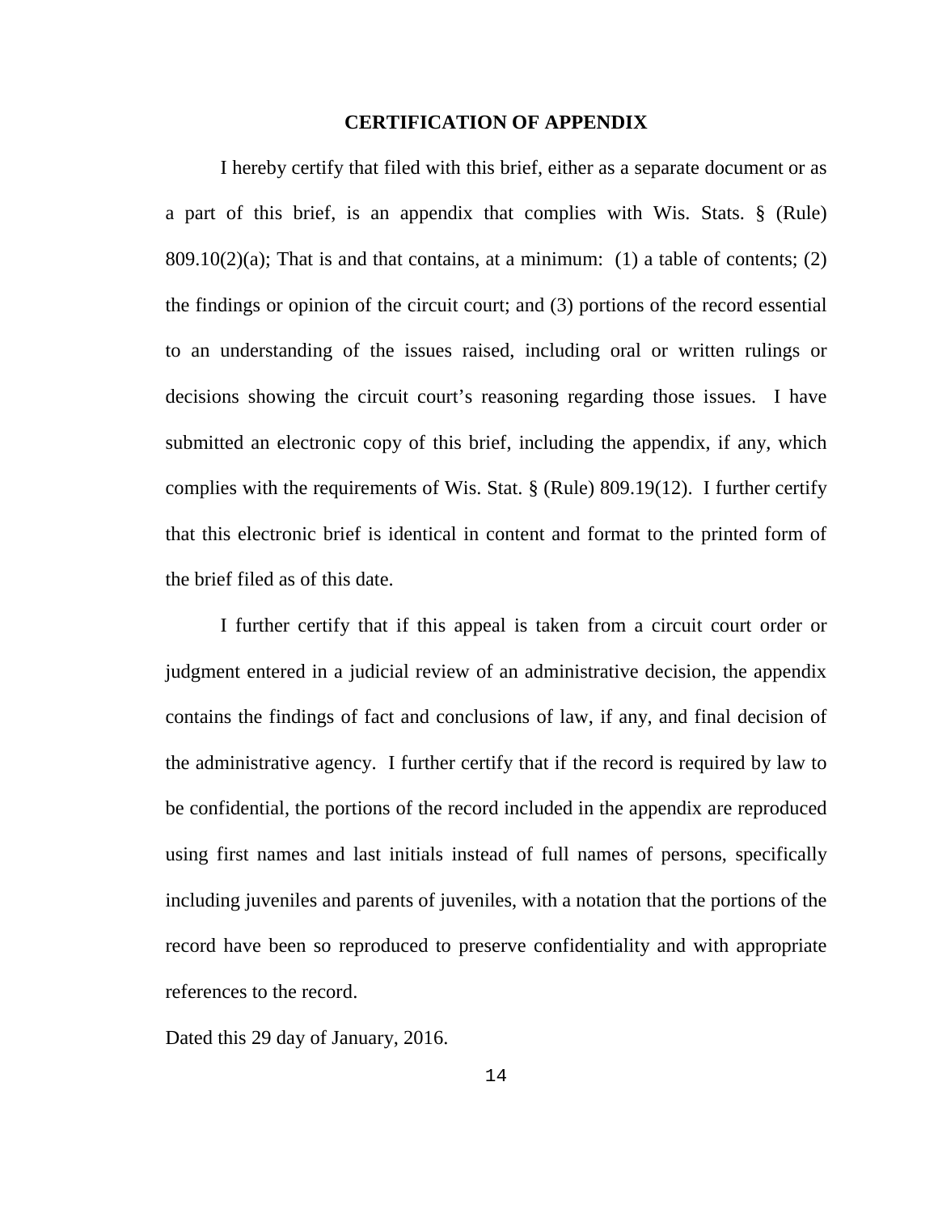## CERTIFICATION OF APPENDIX

I hereby certify that filed with this brief, either as a separate document or as a part of this brief, is an appendix that complies with Wis. Stats. § (Rule) 809.10(2)(a); That is and that contains, at a minimum: (1) a table of contents; (2) the findings or opinion of the circuit court; and (3) portions of the record essential to an understanding of the issues raised, including oral or written rulings or decisions showing the circuit court's reasoning regarding those issues. I have submitted an electronic copy of this brief, including the appendix, if any, which complies with the requirements of Wis. Stat. § (Rule) 809.19(12). I further certify that this electronic brief is identical in content and format to the printed form of the brief filed as of this date.

I further certify that if this appeal is taken from a circuit court order or judgment entered in a judicial review of an administrative decision, the appendix contains the findings of fact and conclusions of law, if any, and final decision of the administrative agency. I further certify that if the record is required by law to be confidential, the portions of the record included in the appendix are reproduced using first names and last initials instead of full names of persons, specifically including juveniles and parents of juveniles, with a notation that the portions of the record have been so reproduced to preserve confidentiality and with appropriate references to the record.

Dated this 29 day of January, 2016.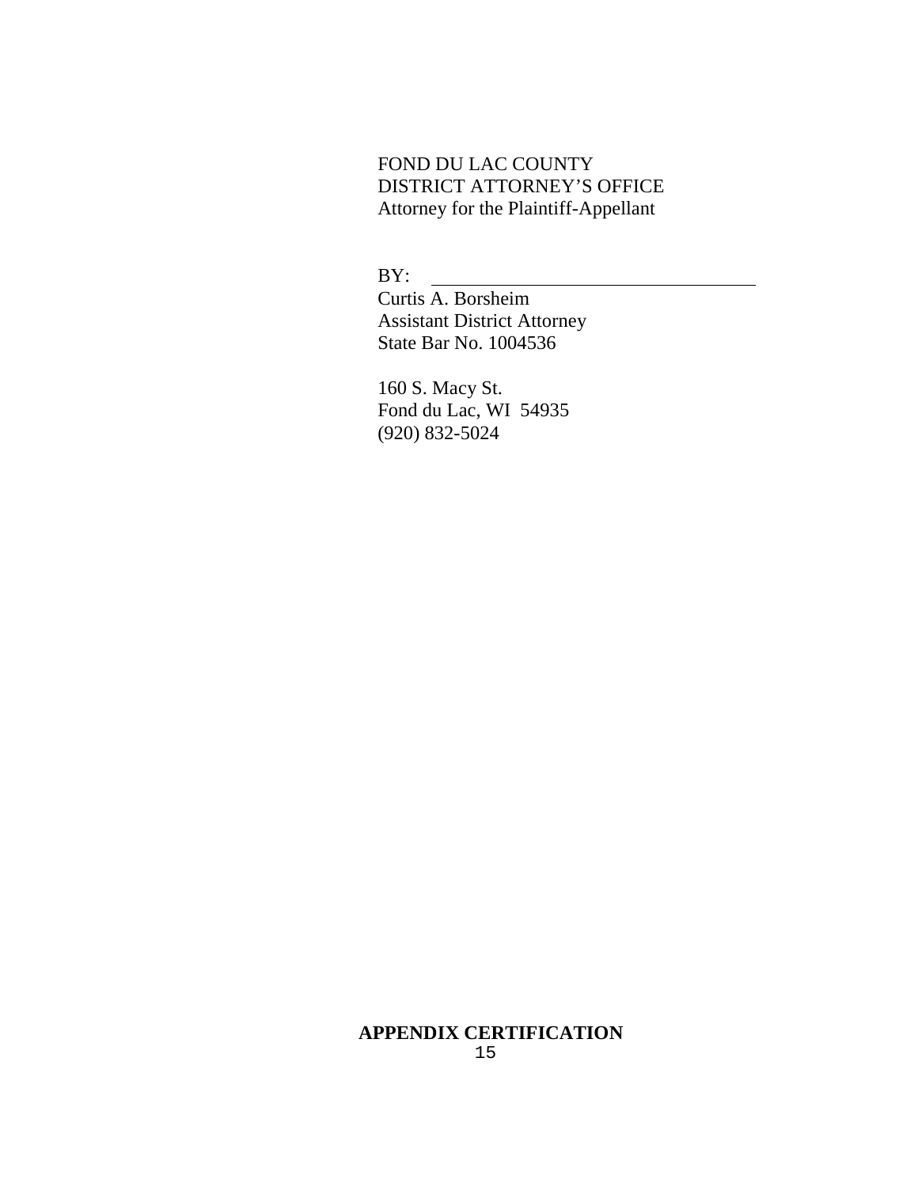FOND DU LAC COUNTY
DISTRICT ATTORNEY'S OFFICE
Attorney for the Plaintiff-Appellant

BY: ___________________________________

Curtis A. Borsheim
Assistant District Attorney
State Bar No. 1004536

160 S. Macy St.
Fond du Lac, WI 54935
(920) 832-5024

**APPENDIX CERTIFICATION**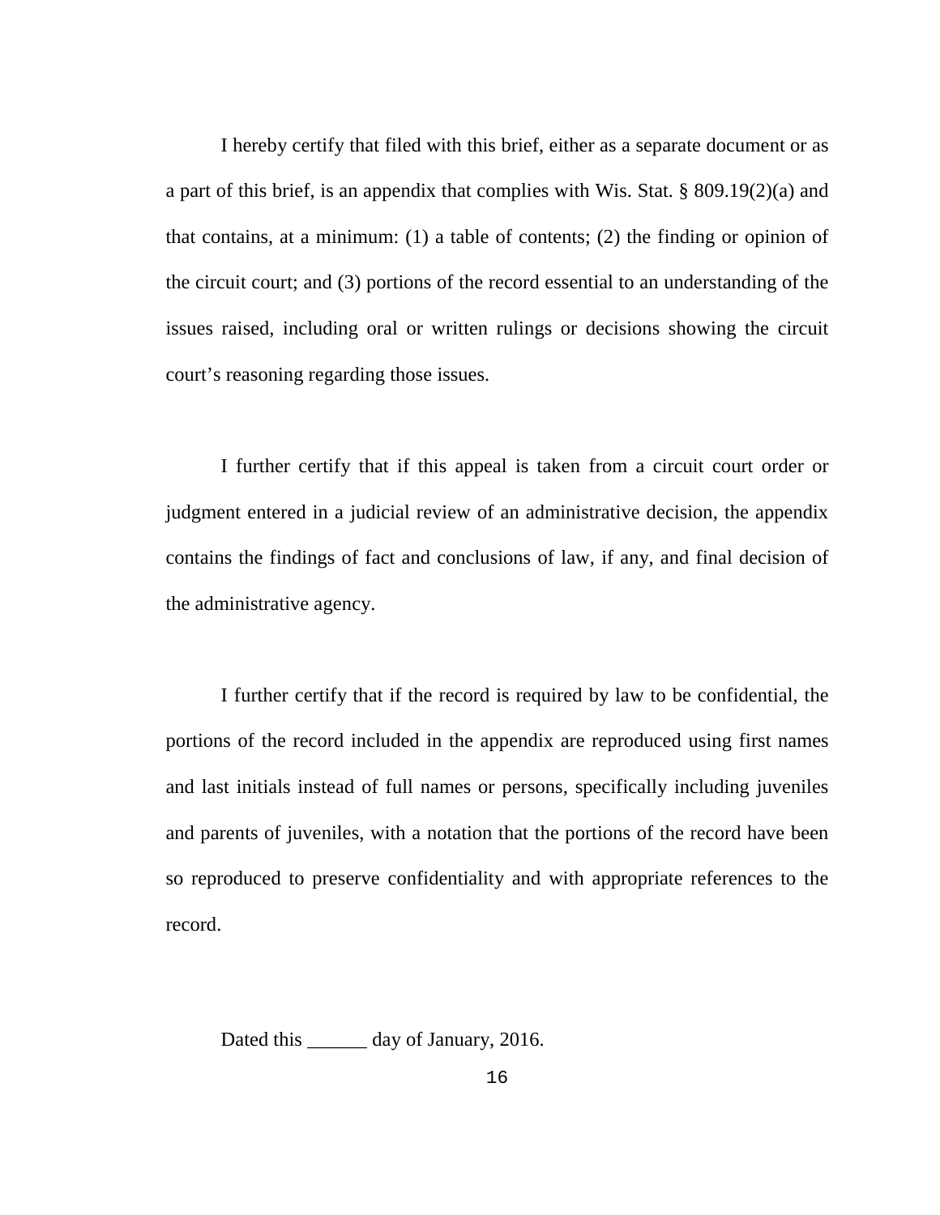I hereby certify that filed with this brief, either as a separate document or as a part of this brief, is an appendix that complies with Wis. Stat. § 809.19(2)(a) and that contains, at a minimum: (1) a table of contents; (2) the finding or opinion of the circuit court; and (3) portions of the record essential to an understanding of the issues raised, including oral or written rulings or decisions showing the circuit court's reasoning regarding those issues.

I further certify that if this appeal is taken from a circuit court order or judgment entered in a judicial review of an administrative decision, the appendix contains the findings of fact and conclusions of law, if any, and final decision of the administrative agency.

I further certify that if the record is required by law to be confidential, the portions of the record included in the appendix are reproduced using first names and last initials instead of full names or persons, specifically including juveniles and parents of juveniles, with a notation that the portions of the record have been so reproduced to preserve confidentiality and with appropriate references to the record.

Dated this ______ day of January, 2016.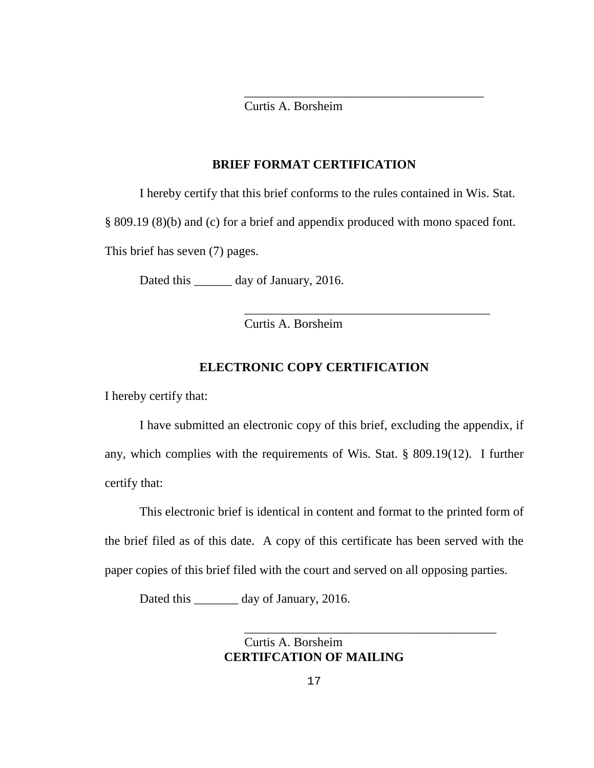\_\_\_\_\_\_\_\_\_\_\_\_\_\_\_\_\_\_\_\_\_\_\_\_\_\_\_\_\_\_\_\_\_\_\_\_\_\_\_
Curtis A. Borsheim

## BRIEF FORMAT CERTIFICATION

I hereby certify that this brief conforms to the rules contained in Wis. Stat. § 809.19 (8)(b) and (c) for a brief and appendix produced with mono spaced font. This brief has seven (7) pages.

Dated this ______ day of January, 2016.

\_\_\_\_\_\_\_\_\_\_\_\_\_\_\_\_\_\_\_\_\_\_\_\_\_\_\_\_\_\_\_\_\_\_\_\_\_\_\_
Curtis A. Borsheim

## ELECTRONIC COPY CERTIFICATION

I hereby certify that:

I have submitted an electronic copy of this brief, excluding the appendix, if any, which complies with the requirements of Wis. Stat. § 809.19(12). I further certify that:

This electronic brief is identical in content and format to the printed form of the brief filed as of this date. A copy of this certificate has been served with the paper copies of this brief filed with the court and served on all opposing parties.

Dated this _______ day of January, 2016.

\_\_\_\_\_\_\_\_\_\_\_\_\_\_\_\_\_\_\_\_\_\_\_\_\_\_\_\_\_\_\_\_\_\_\_\_\_\_\_
Curtis A. Borsheim

## CERTIFCATION OF MAILING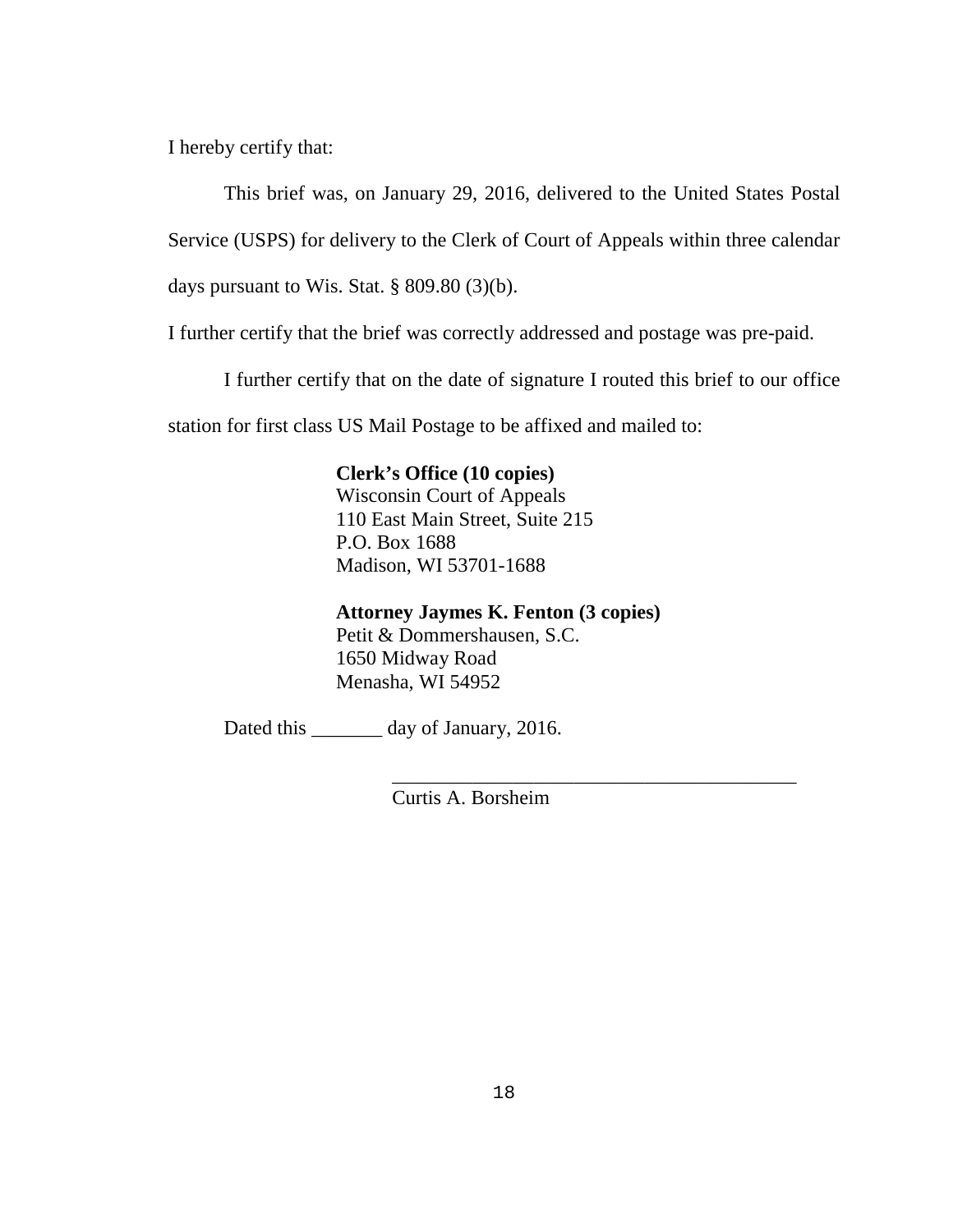I hereby certify that:

This brief was, on January 29, 2016, delivered to the United States Postal Service (USPS) for delivery to the Clerk of Court of Appeals within three calendar days pursuant to Wis. Stat. § 809.80 (3)(b).

I further certify that the brief was correctly addressed and postage was pre-paid.

I further certify that on the date of signature I routed this brief to our office station for first class US Mail Postage to be affixed and mailed to:

**Clerk's Office (10 copies)**
Wisconsin Court of Appeals
110 East Main Street, Suite 215
P.O. Box 1688
Madison, WI 53701-1688

**Attorney Jaymes K. Fenton (3 copies)**
Petit & Dommershausen, S.C.
1650 Midway Road
Menasha, WI 54952

Dated this _______ day of January, 2016.

_________________________________________
Curtis A. Borsheim